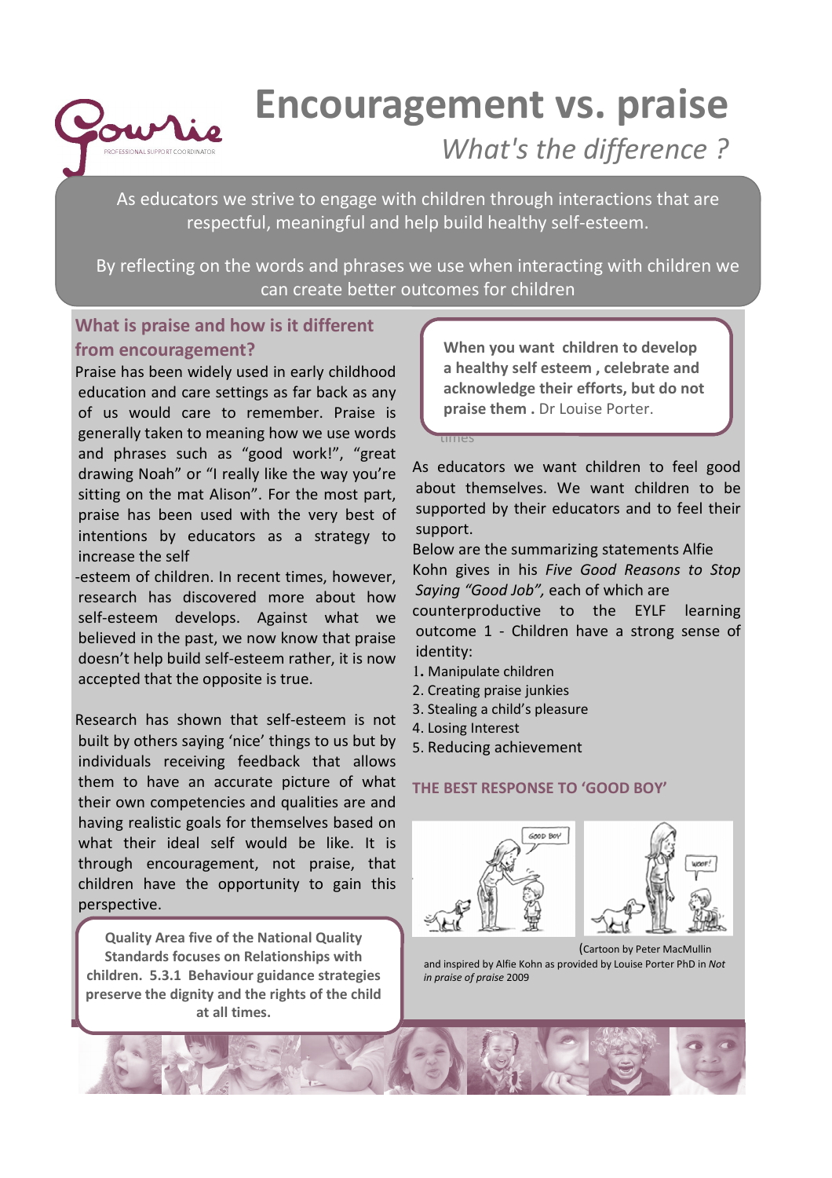# Encouragement vs. praise

*What's the difference ?*

As educators we strive to engage with children through interactions that are respectful, meaningful and help build healthy self-esteem.

By reflecting on the words and phrases we use when interacting with children we can create better outcomes for children

## What is praise and how is it different from encouragement?

Praise has been widely used in early childhood education and care settings as far back as any of us would care to remember. Praise is generally taken to meaning how we use words and phrases such as "good work!", "great drawing Noah" or "I really like the way you're sitting on the mat Alison". For the most part, praise has been used with the very best of intentions by educators as a strategy to increase the self-esteem of children. In recent times, however, research has discovered more about how self-esteem develops. Against what we believed in the past, we now know that praise doesn't help build self-esteem rather, it is now accepted that the opposite is true.

Research has shown that self-esteem is not built by others saying 'nice' things to us but by individuals receiving feedback that allows them to have an accurate picture of what their own competencies and qualities are and having realistic goals for themselves based on what their ideal self would be like. It is through encouragement, not praise, that children have the opportunity to gain this perspective.

**Quality Area five of the National Quality Standards focuses on Relationships with children. 5.3.1 Behaviour guidance strategies preserve the dignity and the rights of the child at all times.**

**When you want children to develop a healthy self esteem , celebrate and acknowledge their efforts, but do not praise them .** Dr Louise Porter.

As educators we want children to feel good about themselves. We want children to be supported by their educators and to feel their support.

Below are the summarizing statements Alfie Kohn gives in his *Five Good Reasons to Stop Saying "Good Job",* each of which are counterproductive to the EYLF learning outcome 1 - Children have a strong sense of identity:

1. Manipulate children
2. Creating praise junkies
3. Stealing a child's pleasure
4. Losing Interest
5. Reducing achievement

### THE BEST RESPONSE TO 'GOOD BOY'

(Cartoon by Peter MacMullin and inspired by Alfie Kohn as provided by Louise Porter PhD in *Not in praise of praise* 2009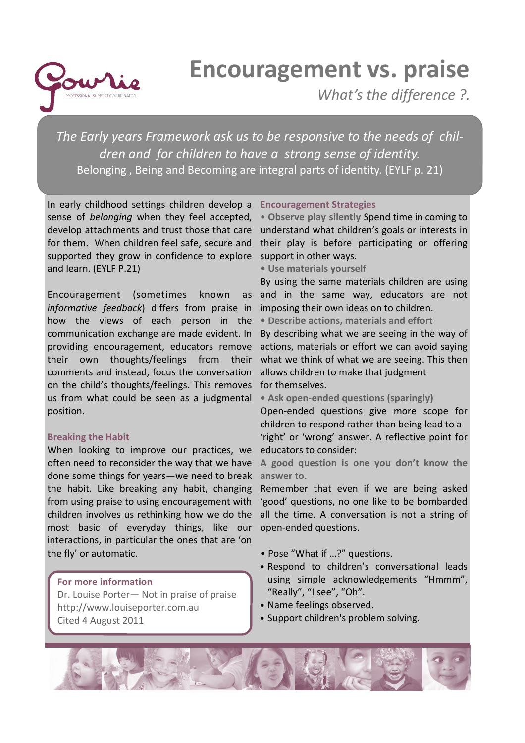# Encouragement vs. praise

*What's the difference ?.*

*The Early years Framework ask us to be responsive to the needs of children and for children to have a strong sense of identity.*

Belonging , Being and Becoming are integral parts of identity. (EYLF p. 21)

In early childhood settings children develop a sense of *belonging* when they feel accepted, develop attachments and trust those that care for them. When children feel safe, secure and supported they grow in confidence to explore and learn. (EYLF P.21)

Encouragement (sometimes known as *informative feedback*) differs from praise in how the views of each person in the communication exchange are made evident. In providing encouragement, educators remove their own thoughts/feelings from their comments and instead, focus the conversation on the child's thoughts/feelings. This removes us from what could be seen as a judgmental position.

## Breaking the Habit

When looking to improve our practices, we often need to reconsider the way that we have done some things for years—we need to break the habit. Like breaking any habit, changing from using praise to using encouragement with children involves us rethinking how we do the most basic of everyday things, like our interactions, in particular the ones that are 'on the fly' or automatic.

**For more information**

Dr. Louise Porter— Not in praise of praise
http://www.louiseporter.com.au
Cited 4 August 2011

## Encouragement Strategies

- **Observe play silently** Spend time in coming to understand what children's goals or interests in their play is before participating or offering support in other ways.
- **Use materials yourself**
  By using the same materials children are using and in the same way, educators are not imposing their own ideas on to children.
- **Describe actions, materials and effort**
  By describing what we are seeing in the way of actions, materials or effort we can avoid saying what we think of what we are seeing. This then allows children to make that judgment for themselves.
- **Ask open-ended questions (sparingly)**
  Open-ended questions give more scope for children to respond rather than being lead to a 'right' or 'wrong' answer. A reflective point for educators to consider:

**A good question is one you don't know the answer to.**

Remember that even if we are being asked 'good' questions, no one like to be bombarded all the time. A conversation is not a string of open-ended questions.

- Pose "What if ...?" questions.
- Respond to children's conversational leads using simple acknowledgements "Hmmm", "Really", "I see", "Oh".
- Name feelings observed.
- Support children's problem solving.